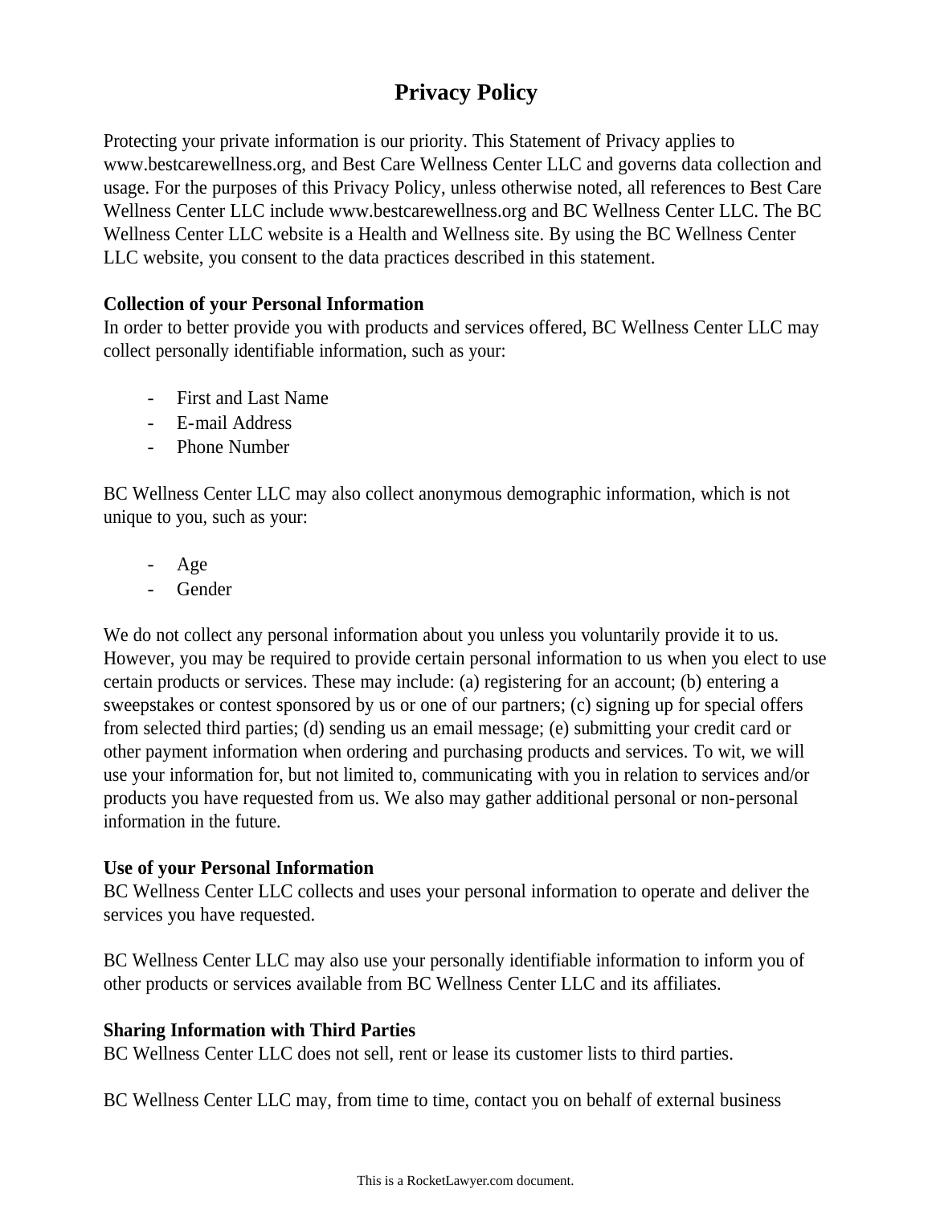# Privacy Policy

Protecting your private information is our priority. This Statement of Privacy applies to www.bestcarewellness.org, and Best Care Wellness Center LLC and governs data collection and usage. For the purposes of this Privacy Policy, unless otherwise noted, all references to Best Care Wellness Center LLC include www.bestcarewellness.org and BC Wellness Center LLC. The BC Wellness Center LLC website is a Health and Wellness site. By using the BC Wellness Center LLC website, you consent to the data practices described in this statement.

**Collection of your Personal Information**
In order to better provide you with products and services offered, BC Wellness Center LLC may collect personally identifiable information, such as your:

- First and Last Name
- E-mail Address
- Phone Number

BC Wellness Center LLC may also collect anonymous demographic information, which is not unique to you, such as your:

- Age
- Gender

We do not collect any personal information about you unless you voluntarily provide it to us. However, you may be required to provide certain personal information to us when you elect to use certain products or services. These may include: (a) registering for an account; (b) entering a sweepstakes or contest sponsored by us or one of our partners; (c) signing up for special offers from selected third parties; (d) sending us an email message; (e) submitting your credit card or other payment information when ordering and purchasing products and services. To wit, we will use your information for, but not limited to, communicating with you in relation to services and/or products you have requested from us. We also may gather additional personal or non-personal information in the future.

**Use of your Personal Information**
BC Wellness Center LLC collects and uses your personal information to operate and deliver the services you have requested.

BC Wellness Center LLC may also use your personally identifiable information to inform you of other products or services available from BC Wellness Center LLC and its affiliates.

**Sharing Information with Third Parties**
BC Wellness Center LLC does not sell, rent or lease its customer lists to third parties.

BC Wellness Center LLC may, from time to time, contact you on behalf of external business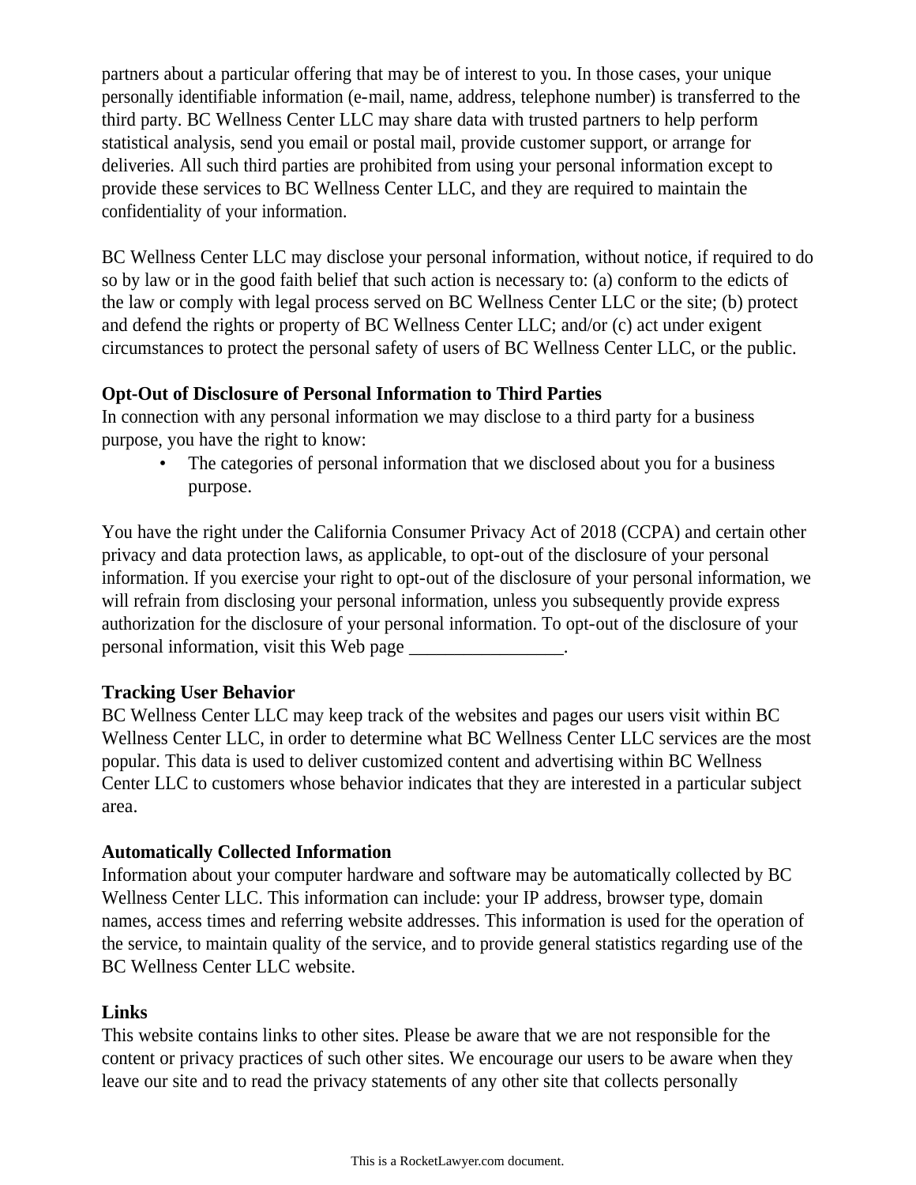partners about a particular offering that may be of interest to you. In those cases, your unique personally identifiable information (e-mail, name, address, telephone number) is transferred to the third party. BC Wellness Center LLC may share data with trusted partners to help perform statistical analysis, send you email or postal mail, provide customer support, or arrange for deliveries. All such third parties are prohibited from using your personal information except to provide these services to BC Wellness Center LLC, and they are required to maintain the confidentiality of your information.

BC Wellness Center LLC may disclose your personal information, without notice, if required to do so by law or in the good faith belief that such action is necessary to: (a) conform to the edicts of the law or comply with legal process served on BC Wellness Center LLC or the site; (b) protect and defend the rights or property of BC Wellness Center LLC; and/or (c) act under exigent circumstances to protect the personal safety of users of BC Wellness Center LLC, or the public.

**Opt-Out of Disclosure of Personal Information to Third Parties**

In connection with any personal information we may disclose to a third party for a business purpose, you have the right to know:

- The categories of personal information that we disclosed about you for a business purpose.

You have the right under the California Consumer Privacy Act of 2018 (CCPA) and certain other privacy and data protection laws, as applicable, to opt-out of the disclosure of your personal information. If you exercise your right to opt-out of the disclosure of your personal information, we will refrain from disclosing your personal information, unless you subsequently provide express authorization for the disclosure of your personal information. To opt-out of the disclosure of your personal information, visit this Web page _________________.

**Tracking User Behavior**

BC Wellness Center LLC may keep track of the websites and pages our users visit within BC Wellness Center LLC, in order to determine what BC Wellness Center LLC services are the most popular. This data is used to deliver customized content and advertising within BC Wellness Center LLC to customers whose behavior indicates that they are interested in a particular subject area.

**Automatically Collected Information**

Information about your computer hardware and software may be automatically collected by BC Wellness Center LLC. This information can include: your IP address, browser type, domain names, access times and referring website addresses. This information is used for the operation of the service, to maintain quality of the service, and to provide general statistics regarding use of the BC Wellness Center LLC website.

**Links**

This website contains links to other sites. Please be aware that we are not responsible for the content or privacy practices of such other sites. We encourage our users to be aware when they leave our site and to read the privacy statements of any other site that collects personally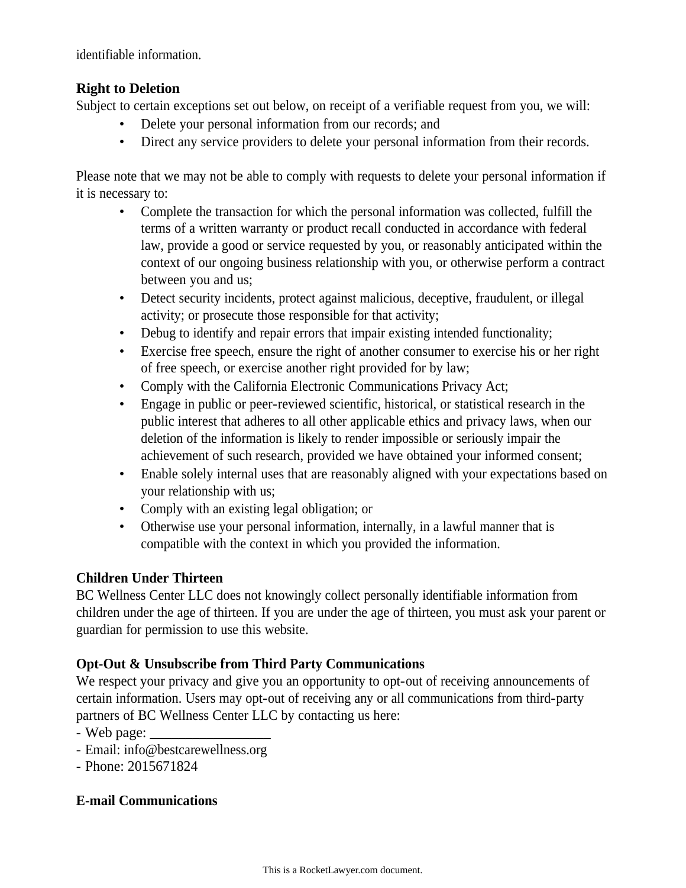identifiable information.

**Right to Deletion**

Subject to certain exceptions set out below, on receipt of a verifiable request from you, we will:

- Delete your personal information from our records; and
- Direct any service providers to delete your personal information from their records.

Please note that we may not be able to comply with requests to delete your personal information if it is necessary to:

- Complete the transaction for which the personal information was collected, fulfill the terms of a written warranty or product recall conducted in accordance with federal law, provide a good or service requested by you, or reasonably anticipated within the context of our ongoing business relationship with you, or otherwise perform a contract between you and us;
- Detect security incidents, protect against malicious, deceptive, fraudulent, or illegal activity; or prosecute those responsible for that activity;
- Debug to identify and repair errors that impair existing intended functionality;
- Exercise free speech, ensure the right of another consumer to exercise his or her right of free speech, or exercise another right provided for by law;
- Comply with the California Electronic Communications Privacy Act;
- Engage in public or peer-reviewed scientific, historical, or statistical research in the public interest that adheres to all other applicable ethics and privacy laws, when our deletion of the information is likely to render impossible or seriously impair the achievement of such research, provided we have obtained your informed consent;
- Enable solely internal uses that are reasonably aligned with your expectations based on your relationship with us;
- Comply with an existing legal obligation; or
- Otherwise use your personal information, internally, in a lawful manner that is compatible with the context in which you provided the information.

**Children Under Thirteen**

BC Wellness Center LLC does not knowingly collect personally identifiable information from children under the age of thirteen. If you are under the age of thirteen, you must ask your parent or guardian for permission to use this website.

**Opt-Out & Unsubscribe from Third Party Communications**

We respect your privacy and give you an opportunity to opt-out of receiving announcements of certain information. Users may opt-out of receiving any or all communications from third-party partners of BC Wellness Center LLC by contacting us here:

- Web page: _________________
- Email: info@bestcarewellness.org
- Phone: 2015671824

**E-mail Communications**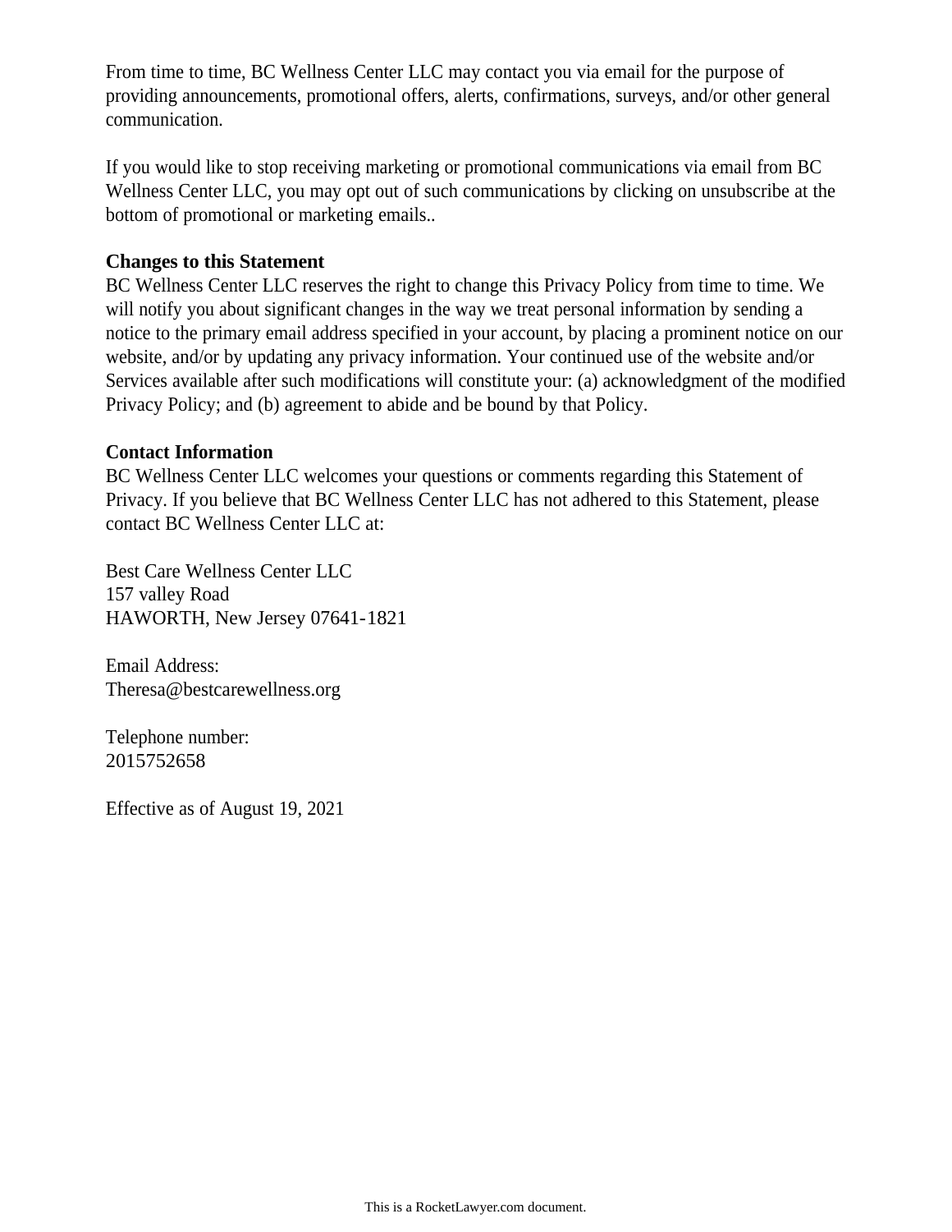From time to time, BC Wellness Center LLC may contact you via email for the purpose of providing announcements, promotional offers, alerts, confirmations, surveys, and/or other general communication.

If you would like to stop receiving marketing or promotional communications via email from BC Wellness Center LLC, you may opt out of such communications by clicking on unsubscribe at the bottom of promotional or marketing emails..

**Changes to this Statement**

BC Wellness Center LLC reserves the right to change this Privacy Policy from time to time. We will notify you about significant changes in the way we treat personal information by sending a notice to the primary email address specified in your account, by placing a prominent notice on our website, and/or by updating any privacy information. Your continued use of the website and/or Services available after such modifications will constitute your: (a) acknowledgment of the modified Privacy Policy; and (b) agreement to abide and be bound by that Policy.

**Contact Information**

BC Wellness Center LLC welcomes your questions or comments regarding this Statement of Privacy. If you believe that BC Wellness Center LLC has not adhered to this Statement, please contact BC Wellness Center LLC at:

Best Care Wellness Center LLC
157 valley Road
HAWORTH, New Jersey 07641-1821

Email Address:
Theresa@bestcarewellness.org

Telephone number:
2015752658

Effective as of August 19, 2021

This is a RocketLawyer.com document.